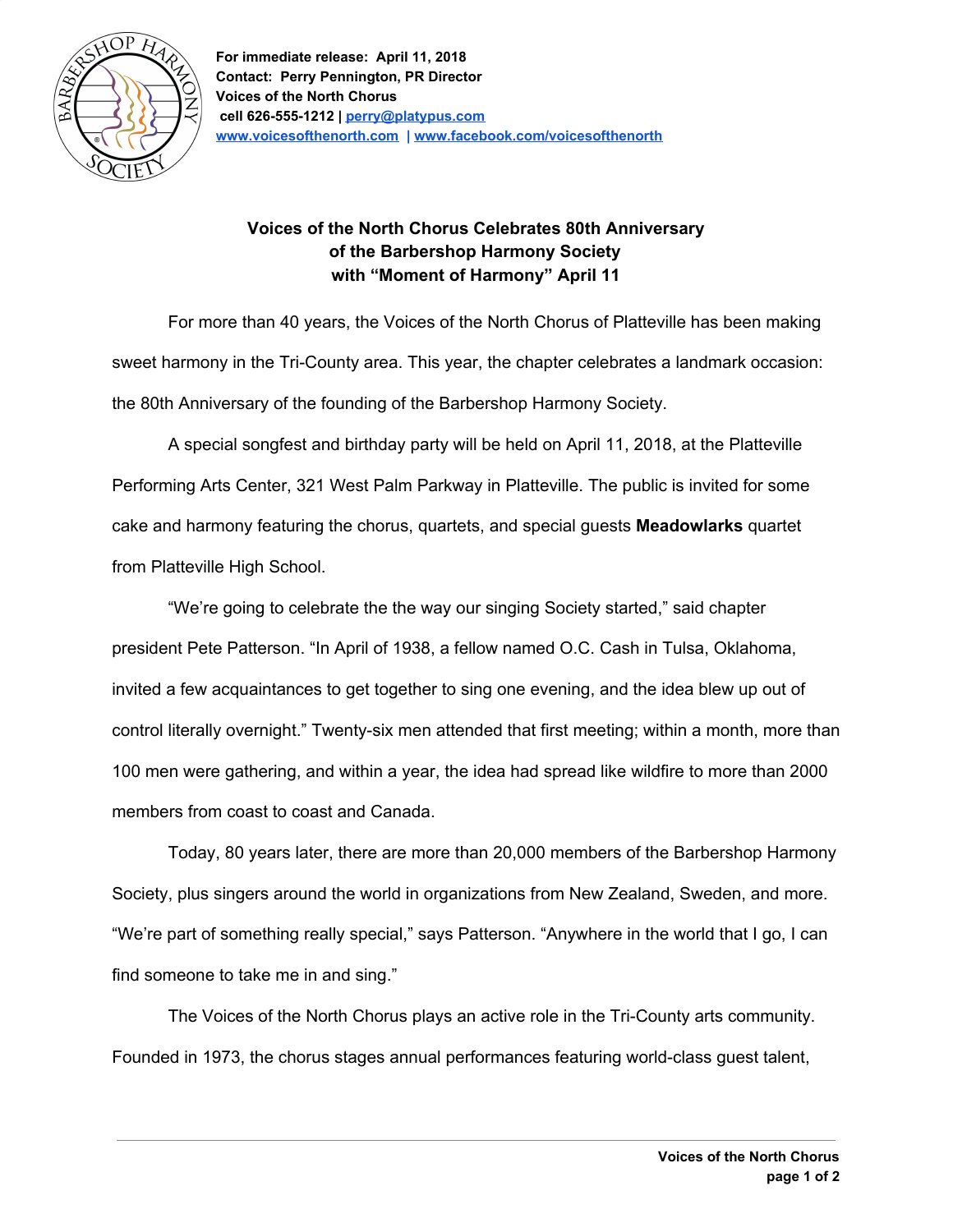**For immediate release: April 11, 2018**
**Contact: Perry Pennington, PR Director**
**Voices of the North Chorus**
**cell 626-555-1212 | [perry@platypus.com](mailto:perry@platypus.com)**
**[www.voicesofthenorth.com](http://www.voicesofthenorth.com) | [www.facebook.com/voicesofthenorth](http://www.facebook.com/voicesofthenorth)**

## Voices of the North Chorus Celebrates 80th Anniversary of the Barbershop Harmony Society with "Moment of Harmony" April 11

For more than 40 years, the Voices of the North Chorus of Platteville has been making sweet harmony in the Tri-County area. This year, the chapter celebrates a landmark occasion: the 80th Anniversary of the founding of the Barbershop Harmony Society.

A special songfest and birthday party will be held on April 11, 2018, at the Platteville Performing Arts Center, 321 West Palm Parkway in Platteville. The public is invited for some cake and harmony featuring the chorus, quartets, and special guests **Meadowlarks** quartet from Platteville High School.

"We're going to celebrate the the way our singing Society started," said chapter president Pete Patterson. "In April of 1938, a fellow named O.C. Cash in Tulsa, Oklahoma, invited a few acquaintances to get together to sing one evening, and the idea blew up out of control literally overnight." Twenty-six men attended that first meeting; within a month, more than 100 men were gathering, and within a year, the idea had spread like wildfire to more than 2000 members from coast to coast and Canada.

Today, 80 years later, there are more than 20,000 members of the Barbershop Harmony Society, plus singers around the world in organizations from New Zealand, Sweden, and more. "We're part of something really special," says Patterson. "Anywhere in the world that I go, I can find someone to take me in and sing."

The Voices of the North Chorus plays an active role in the Tri-County arts community. Founded in 1973, the chorus stages annual performances featuring world-class guest talent,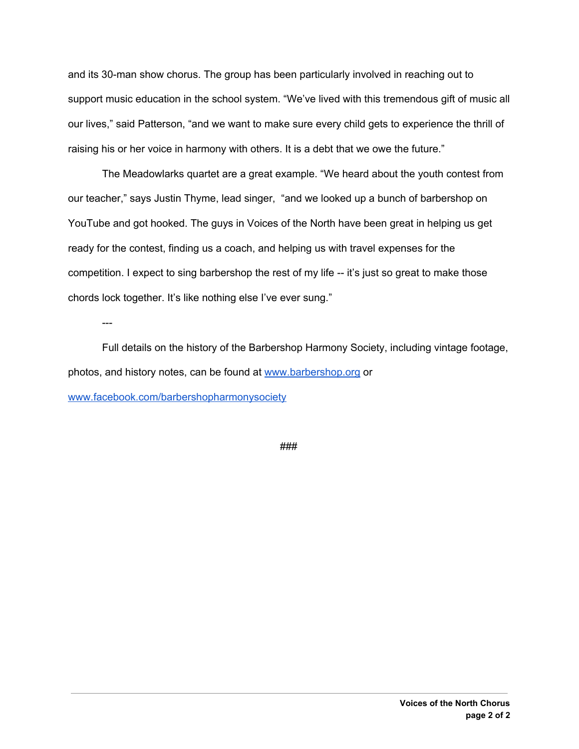and its 30-man show chorus. The group has been particularly involved in reaching out to support music education in the school system. “We’ve lived with this tremendous gift of music all our lives,” said Patterson, “and we want to make sure every child gets to experience the thrill of raising his or her voice in harmony with others. It is a debt that we owe the future.”

The Meadowlarks quartet are a great example. “We heard about the youth contest from our teacher,” says Justin Thyme, lead singer, “and we looked up a bunch of barbershop on YouTube and got hooked. The guys in Voices of the North have been great in helping us get ready for the contest, finding us a coach, and helping us with travel expenses for the competition. I expect to sing barbershop the rest of my life -- it’s just so great to make those chords lock together. It’s like nothing else I’ve ever sung.”

---

Full details on the history of the Barbershop Harmony Society, including vintage footage, photos, and history notes, can be found at [www.barbershop.org](http://www.barbershop.org) or [www.facebook.com/barbershopharmonysociety](http://www.facebook.com/barbershopharmonysociety)

###